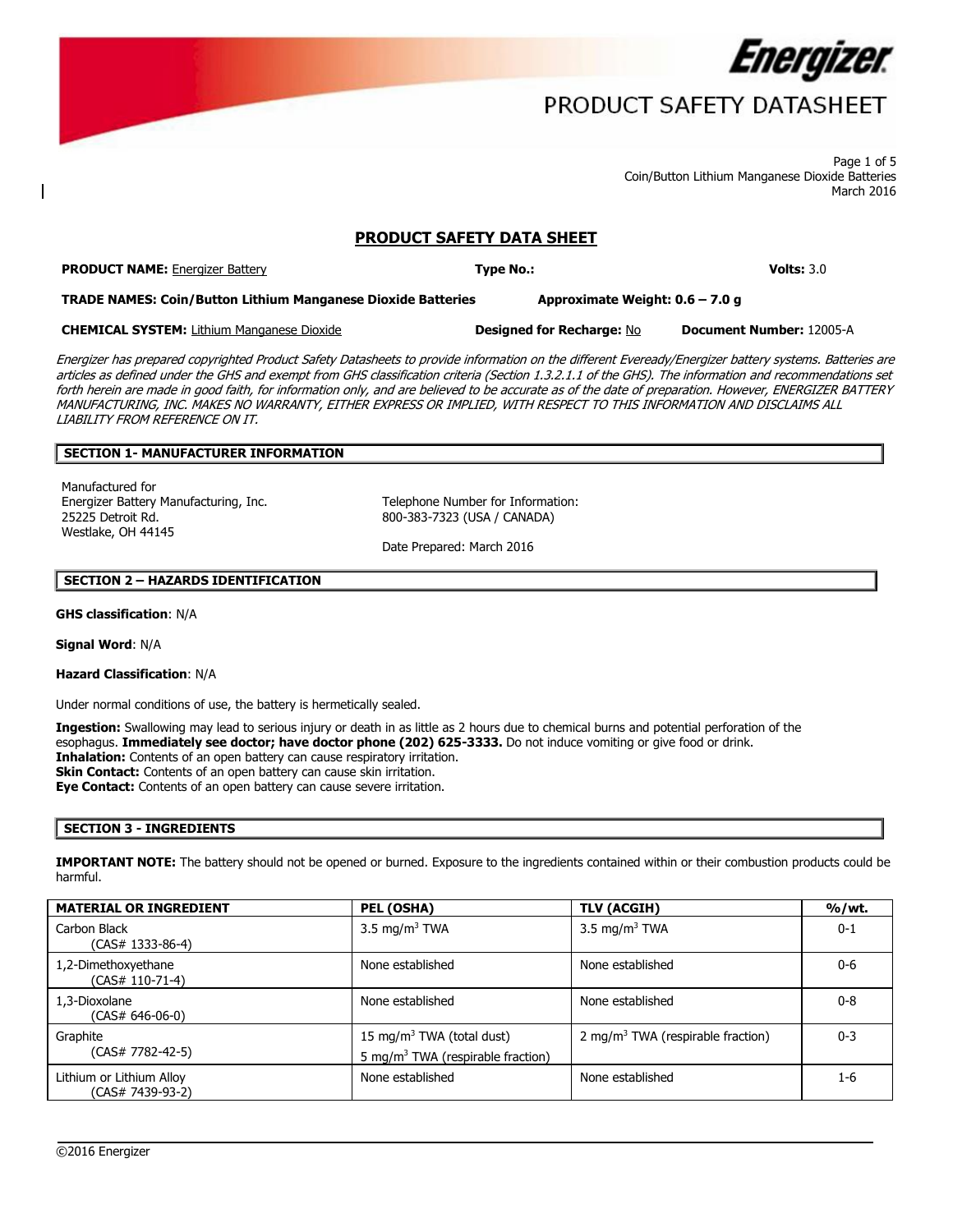# PRODUCT SAFETY DATASHEET

Coin/Button Lithium Manganese Dioxide Batteries
March 2016

## PRODUCT SAFETY DATA SHEET

**PRODUCT NAME:** Energizer Battery **Type No.:** **Volts:** 3.0

**TRADE NAMES: Coin/Button Lithium Manganese Dioxide Batteries** **Approximate Weight: 0.6 – 7.0 g**

**CHEMICAL SYSTEM:** Lithium Manganese Dioxide **Designed for Recharge:** No **Document Number:** 12005-A

*Energizer has prepared copyrighted Product Safety Datasheets to provide information on the different Eveready/Energizer battery systems. Batteries are articles as defined under the GHS and exempt from GHS classification criteria (Section 1.3.2.1.1 of the GHS). The information and recommendations set forth herein are made in good faith, for information only, and are believed to be accurate as of the date of preparation. However, ENERGIZER BATTERY MANUFACTURING, INC. MAKES NO WARRANTY, EITHER EXPRESS OR IMPLIED, WITH RESPECT TO THIS INFORMATION AND DISCLAIMS ALL LIABILITY FROM REFERENCE ON IT.*

### SECTION 1- MANUFACTURER INFORMATION

Manufactured for
Energizer Battery Manufacturing, Inc.
25225 Detroit Rd.
Westlake, OH 44145

Telephone Number for Information:
800-383-7323 (USA / CANADA)

Date Prepared: March 2016

### SECTION 2 – HAZARDS IDENTIFICATION

**GHS classification**: N/A

**Signal Word**: N/A

**Hazard Classification**: N/A

Under normal conditions of use, the battery is hermetically sealed.

**Ingestion:** Swallowing may lead to serious injury or death in as little as 2 hours due to chemical burns and potential perforation of the esophagus. **Immediately see doctor; have doctor phone (202) 625-3333.** Do not induce vomiting or give food or drink.
**Inhalation:** Contents of an open battery can cause respiratory irritation.
**Skin Contact:** Contents of an open battery can cause skin irritation.
**Eye Contact:** Contents of an open battery can cause severe irritation.

### SECTION 3 - INGREDIENTS

**IMPORTANT NOTE:** The battery should not be opened or burned. Exposure to the ingredients contained within or their combustion products could be harmful.

| MATERIAL OR INGREDIENT | PEL (OSHA) | TLV (ACGIH) | %/wt. |
|---|---|---|---|
| Carbon Black (CAS# 1333-86-4) | 3.5 mg/m$^3$ TWA | 3.5 mg/m$^3$ TWA | 0-1 |
| 1,2-Dimethoxyethane (CAS# 110-71-4) | None established | None established | 0-6 |
| 1,3-Dioxolane (CAS# 646-06-0) | None established | None established | 0-8 |
| Graphite (CAS# 7782-42-5) | 15 mg/m$^3$ TWA (total dust)<br>5 mg/m$^3$ TWA (respirable fraction) | 2 mg/m$^3$ TWA (respirable fraction) | 0-3 |
| Lithium or Lithium Alloy (CAS# 7439-93-2) | None established | None established | 1-6 |

©2016 Energizer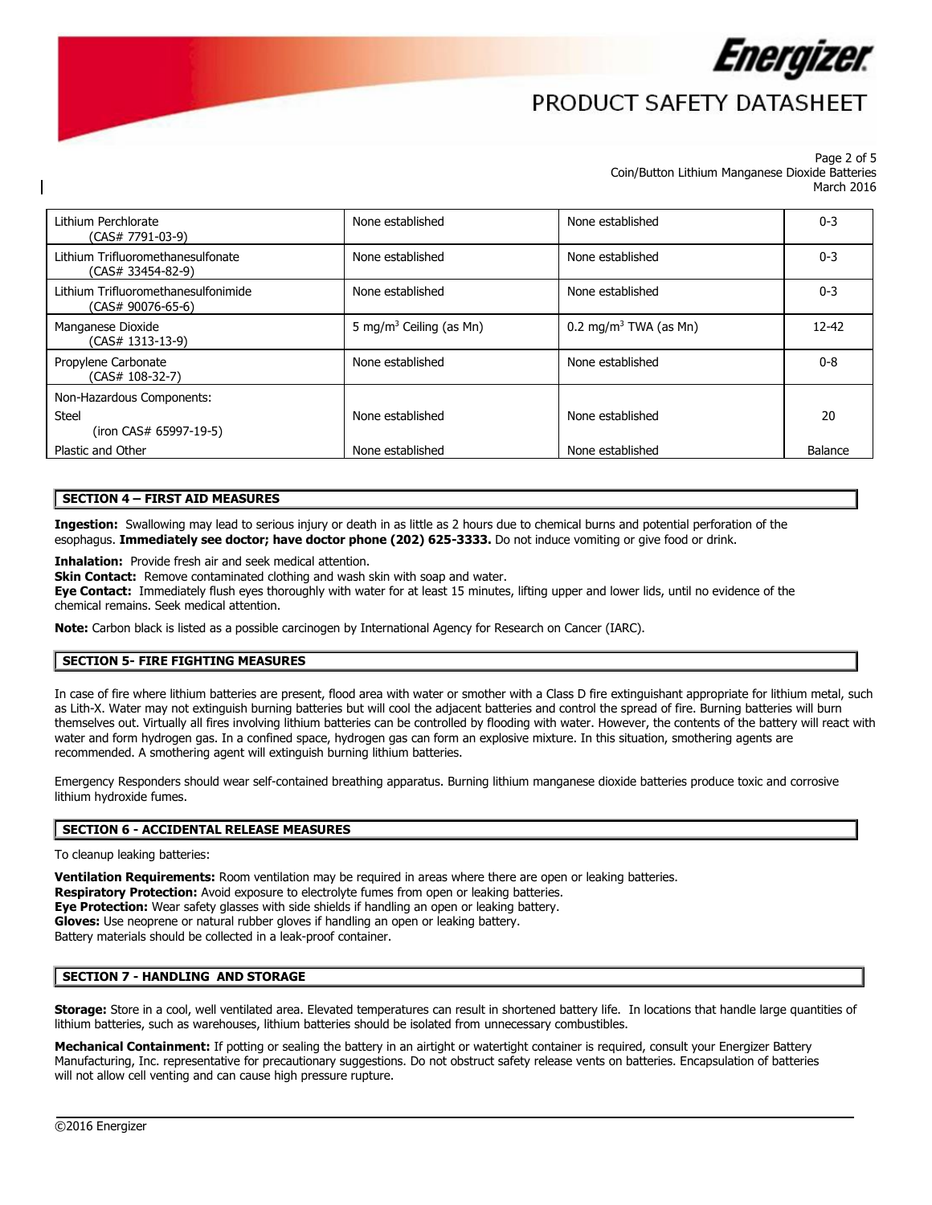| | | | |
|---|---|---|---|
| Lithium Perchlorate (CAS# 7791-03-9) | None established | None established | 0-3 |
| Lithium Trifluoromethanesulfonate (CAS# 33454-82-9) | None established | None established | 0-3 |
| Lithium Trifluoromethanesulfonimide (CAS# 90076-65-6) | None established | None established | 0-3 |
| Manganese Dioxide (CAS# 1313-13-9) | 5 mg/m$^3$ Ceiling (as Mn) | 0.2 mg/m$^3$ TWA (as Mn) | 12-42 |
| Propylene Carbonate (CAS# 108-32-7) | None established | None established | 0-8 |
| Non-Hazardous Components: | | | |
| Steel (iron CAS# 65997-19-5) | None established | None established | 20 |
| Plastic and Other | None established | None established | Balance |

## SECTION 4 – FIRST AID MEASURES

**Ingestion:** Swallowing may lead to serious injury or death in as little as 2 hours due to chemical burns and potential perforation of the esophagus. **Immediately see doctor; have doctor phone (202) 625-3333.** Do not induce vomiting or give food or drink.

**Inhalation:** Provide fresh air and seek medical attention.
**Skin Contact:** Remove contaminated clothing and wash skin with soap and water.
**Eye Contact:** Immediately flush eyes thoroughly with water for at least 15 minutes, lifting upper and lower lids, until no evidence of the chemical remains. Seek medical attention.

**Note:** Carbon black is listed as a possible carcinogen by International Agency for Research on Cancer (IARC).

## SECTION 5- FIRE FIGHTING MEASURES

In case of fire where lithium batteries are present, flood area with water or smother with a Class D fire extinguishant appropriate for lithium metal, such as Lith-X. Water may not extinguish burning batteries but will cool the adjacent batteries and control the spread of fire. Burning batteries will burn themselves out. Virtually all fires involving lithium batteries can be controlled by flooding with water. However, the contents of the battery will react with water and form hydrogen gas. In a confined space, hydrogen gas can form an explosive mixture. In this situation, smothering agents are recommended. A smothering agent will extinguish burning lithium batteries.

Emergency Responders should wear self-contained breathing apparatus. Burning lithium manganese dioxide batteries produce toxic and corrosive lithium hydroxide fumes.

## SECTION 6 - ACCIDENTAL RELEASE MEASURES

To cleanup leaking batteries:

**Ventilation Requirements:** Room ventilation may be required in areas where there are open or leaking batteries.
**Respiratory Protection:** Avoid exposure to electrolyte fumes from open or leaking batteries.
**Eye Protection:** Wear safety glasses with side shields if handling an open or leaking battery.
**Gloves:** Use neoprene or natural rubber gloves if handling an open or leaking battery.
Battery materials should be collected in a leak-proof container.

## SECTION 7 - HANDLING AND STORAGE

**Storage:** Store in a cool, well ventilated area. Elevated temperatures can result in shortened battery life. In locations that handle large quantities of lithium batteries, such as warehouses, lithium batteries should be isolated from unnecessary combustibles.

**Mechanical Containment:** If potting or sealing the battery in an airtight or watertight container is required, consult your Energizer Battery Manufacturing, Inc. representative for precautionary suggestions. Do not obstruct safety release vents on batteries. Encapsulation of batteries will not allow cell venting and can cause high pressure rupture.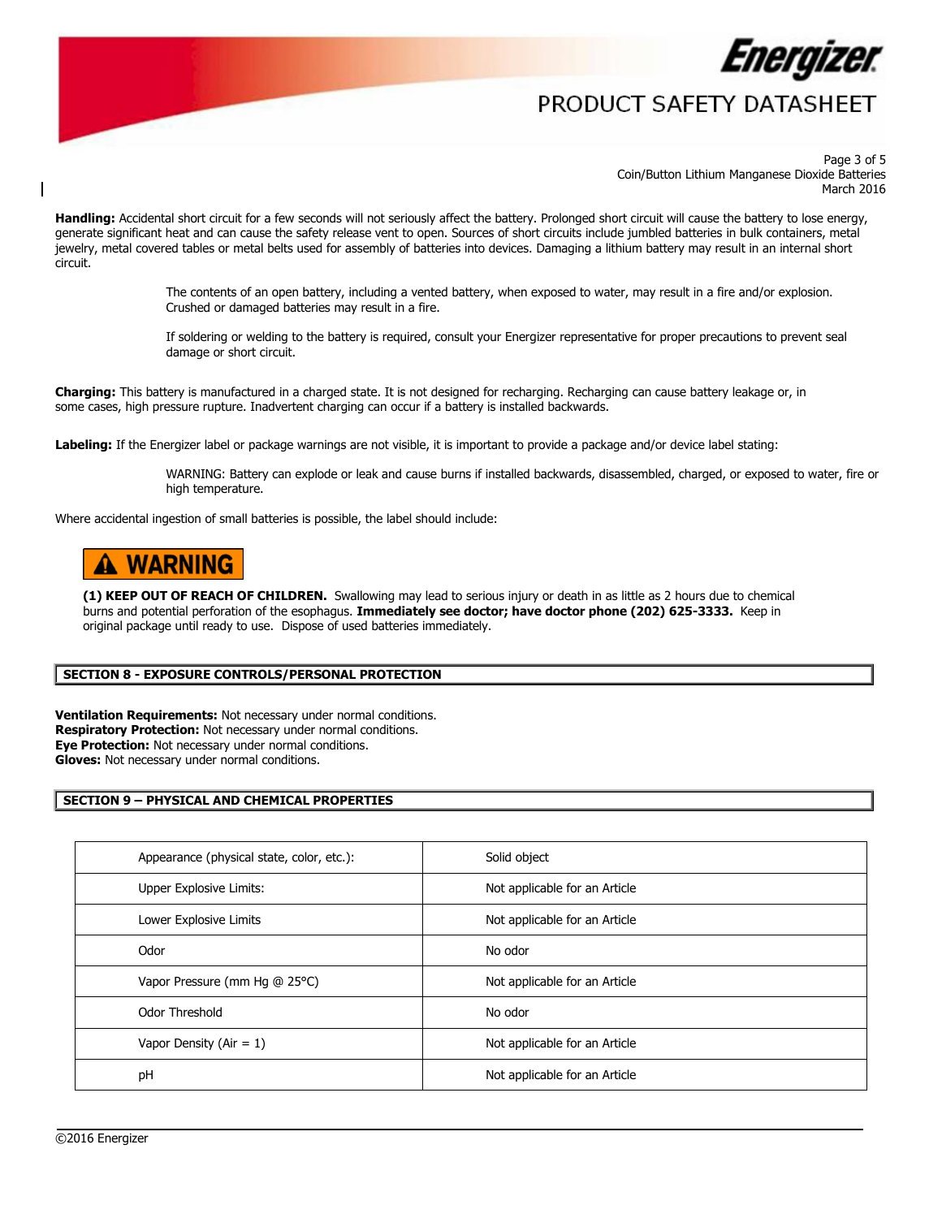**Handling:** Accidental short circuit for a few seconds will not seriously affect the battery. Prolonged short circuit will cause the battery to lose energy, generate significant heat and can cause the safety release vent to open. Sources of short circuits include jumbled batteries in bulk containers, metal jewelry, metal covered tables or metal belts used for assembly of batteries into devices. Damaging a lithium battery may result in an internal short circuit.

> The contents of an open battery, including a vented battery, when exposed to water, may result in a fire and/or explosion. Crushed or damaged batteries may result in a fire.
>
> If soldering or welding to the battery is required, consult your Energizer representative for proper precautions to prevent seal damage or short circuit.

**Charging:** This battery is manufactured in a charged state. It is not designed for recharging. Recharging can cause battery leakage or, in some cases, high pressure rupture. Inadvertent charging can occur if a battery is installed backwards.

**Labeling:** If the Energizer label or package warnings are not visible, it is important to provide a package and/or device label stating:

> WARNING: Battery can explode or leak and cause burns if installed backwards, disassembled, charged, or exposed to water, fire or high temperature.

Where accidental ingestion of small batteries is possible, the label should include:

> **⚠ WARNING**
>
> **(1) KEEP OUT OF REACH OF CHILDREN.** Swallowing may lead to serious injury or death in as little as 2 hours due to chemical burns and potential perforation of the esophagus. **Immediately see doctor; have doctor phone (202) 625-3333.** Keep in original package until ready to use. Dispose of used batteries immediately.

## SECTION 8 - EXPOSURE CONTROLS/PERSONAL PROTECTION

**Ventilation Requirements:** Not necessary under normal conditions.
**Respiratory Protection:** Not necessary under normal conditions.
**Eye Protection:** Not necessary under normal conditions.
**Gloves:** Not necessary under normal conditions.

## SECTION 9 – PHYSICAL AND CHEMICAL PROPERTIES

| Property | Value |
|---|---|
| Appearance (physical state, color, etc.): | Solid object |
| Upper Explosive Limits: | Not applicable for an Article |
| Lower Explosive Limits | Not applicable for an Article |
| Odor | No odor |
| Vapor Pressure (mm Hg @ 25°C) | Not applicable for an Article |
| Odor Threshold | No odor |
| Vapor Density (Air = 1) | Not applicable for an Article |
| pH | Not applicable for an Article |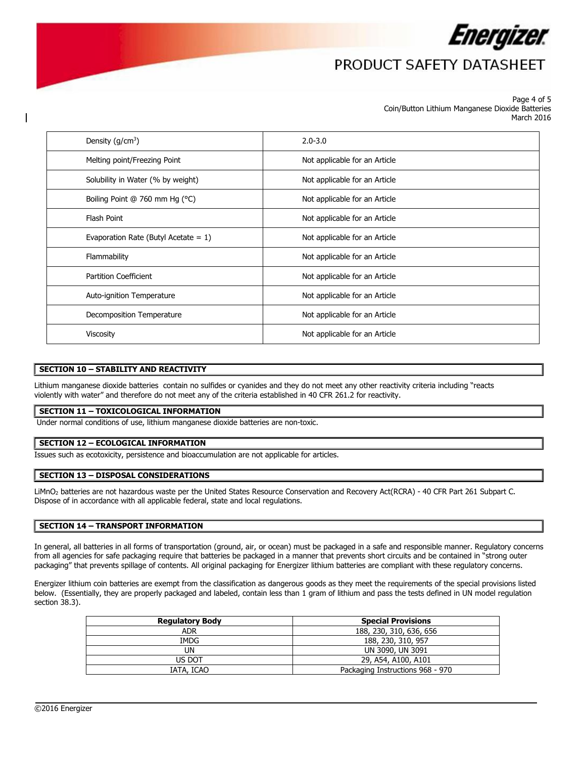| Density ($g/cm^3$) | 2.0-3.0 |
|---|---|
| Melting point/Freezing Point | Not applicable for an Article |
| Solubility in Water (% by weight) | Not applicable for an Article |
| Boiling Point @ 760 mm Hg (°C) | Not applicable for an Article |
| Flash Point | Not applicable for an Article |
| Evaporation Rate (Butyl Acetate = 1) | Not applicable for an Article |
| Flammability | Not applicable for an Article |
| Partition Coefficient | Not applicable for an Article |
| Auto-ignition Temperature | Not applicable for an Article |
| Decomposition Temperature | Not applicable for an Article |
| Viscosity | Not applicable for an Article |

## SECTION 10 – STABILITY AND REACTIVITY

Lithium manganese dioxide batteries contain no sulfides or cyanides and they do not meet any other reactivity criteria including "reacts violently with water" and therefore do not meet any of the criteria established in 40 CFR 261.2 for reactivity.

## SECTION 11 – TOXICOLOGICAL INFORMATION

Under normal conditions of use, lithium manganese dioxide batteries are non-toxic.

## SECTION 12 – ECOLOGICAL INFORMATION

Issues such as ecotoxicity, persistence and bioaccumulation are not applicable for articles.

## SECTION 13 – DISPOSAL CONSIDERATIONS

$LiMnO_2$ batteries are not hazardous waste per the United States Resource Conservation and Recovery Act(RCRA) - 40 CFR Part 261 Subpart C. Dispose of in accordance with all applicable federal, state and local regulations.

## SECTION 14 – TRANSPORT INFORMATION

In general, all batteries in all forms of transportation (ground, air, or ocean) must be packaged in a safe and responsible manner. Regulatory concerns from all agencies for safe packaging require that batteries be packaged in a manner that prevents short circuits and be contained in "strong outer packaging" that prevents spillage of contents. All original packaging for Energizer lithium batteries are compliant with these regulatory concerns.

Energizer lithium coin batteries are exempt from the classification as dangerous goods as they meet the requirements of the special provisions listed below. (Essentially, they are properly packaged and labeled, contain less than 1 gram of lithium and pass the tests defined in UN model regulation section 38.3).

| Regulatory Body | Special Provisions |
|---|---|
| ADR | 188, 230, 310, 636, 656 |
| IMDG | 188, 230, 310, 957 |
| UN | UN 3090, UN 3091 |
| US DOT | 29, A54, A100, A101 |
| IATA, ICAO | Packaging Instructions 968 - 970 |

©2016 Energizer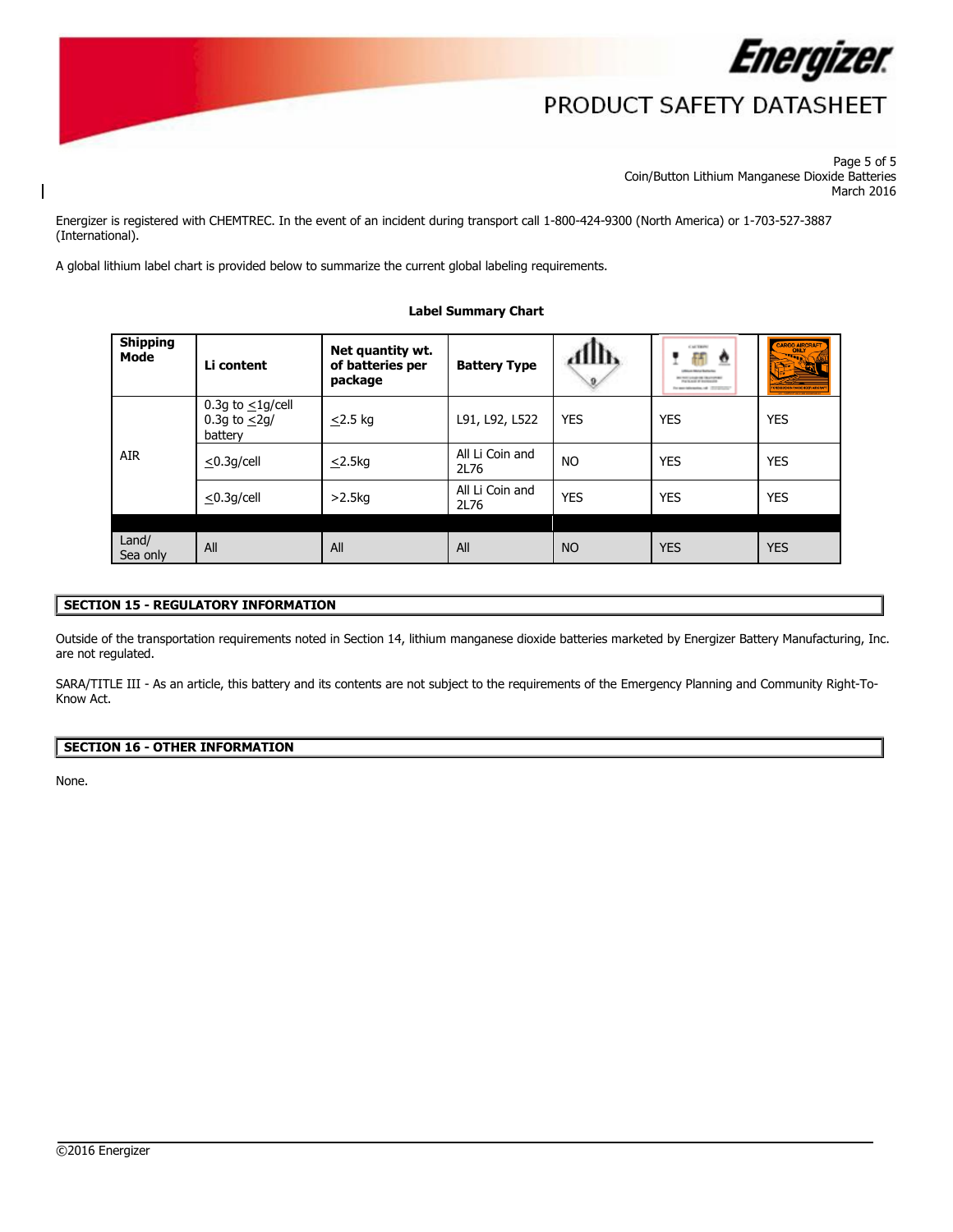Energizer is registered with CHEMTREC. In the event of an incident during transport call 1-800-424-9300 (North America) or 1-703-527-3887 (International).

A global lithium label chart is provided below to summarize the current global labeling requirements.

**Label Summary Chart**

| Shipping Mode | Li content | Net quantity wt. of batteries per package | Battery Type | | | |
|---|---|---|---|---|---|---|
| AIR | 0.3g to ≤1g/cell 0.3g to ≤2g/ battery | ≤2.5 kg | L91, L92, L522 | YES | YES | YES |
| | ≤0.3g/cell | ≤2.5kg | All Li Coin and 2L76 | NO | YES | YES |
| | ≤0.3g/cell | >2.5kg | All Li Coin and 2L76 | YES | YES | YES |
| Land/ Sea only | All | All | All | NO | YES | YES |

## SECTION 15 - REGULATORY INFORMATION

Outside of the transportation requirements noted in Section 14, lithium manganese dioxide batteries marketed by Energizer Battery Manufacturing, Inc. are not regulated.

SARA/TITLE III - As an article, this battery and its contents are not subject to the requirements of the Emergency Planning and Community Right-To-Know Act.

## SECTION 16 - OTHER INFORMATION

None.